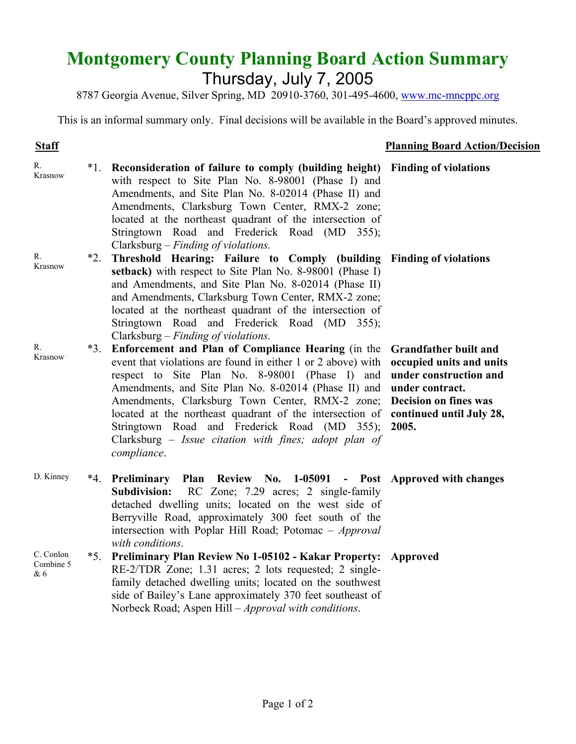# Montgomery County Planning Board Action Summary

## Thursday, July 7, 2005

8787 Georgia Avenue, Silver Spring, MD 20910-3760, 301-495-4600, www.mc-mncppc.org

This is an informal summary only. Final decisions will be available in the Board's approved minutes.

| Staff | | Item | Planning Board Action/Decision |
|---|---|---|---|
| R. Krasnow | *1. | **Reconsideration of failure to comply (building height)** with respect to Site Plan No. 8-98001 (Phase I) and Amendments, and Site Plan No. 8-02014 (Phase II) and Amendments, Clarksburg Town Center, RMX-2 zone; located at the northeast quadrant of the intersection of Stringtown Road and Frederick Road (MD 355); Clarksburg – *Finding of violations.* | **Finding of violations** |
| R. Krasnow | *2. | **Threshold Hearing: Failure to Comply (building setback)** with respect to Site Plan No. 8-98001 (Phase I) and Amendments, and Site Plan No. 8-02014 (Phase II) and Amendments, Clarksburg Town Center, RMX-2 zone; located at the northeast quadrant of the intersection of Stringtown Road and Frederick Road (MD 355); Clarksburg – *Finding of violations.* | **Finding of violations** |
| R. Krasnow | *3. | **Enforcement and Plan of Compliance Hearing** (in the event that violations are found in either 1 or 2 above) with respect to Site Plan No. 8-98001 (Phase I) and Amendments, and Site Plan No. 8-02014 (Phase II) and Amendments, Clarksburg Town Center, RMX-2 zone; located at the northeast quadrant of the intersection of Stringtown Road and Frederick Road (MD 355); Clarksburg – *Issue citation with fines; adopt plan of compliance*. | **Grandfather built and occupied units and units under construction and under contract. Decision on fines was continued until July 28, 2005.** |
| D. Kinney | *4. | **Preliminary Plan Review No. 1-05091 - Post Subdivision:** RC Zone; 7.29 acres; 2 single-family detached dwelling units; located on the west side of Berryville Road, approximately 300 feet south of the intersection with Poplar Hill Road; Potomac – *Approval with conditions*. | **Approved with changes** |
| C. Conlon Combine 5 & 6 | *5. | **Preliminary Plan Review No 1-05102 - Kakar Property:** RE-2/TDR Zone; 1.31 acres; 2 lots requested; 2 single-family detached dwelling units; located on the southwest side of Bailey's Lane approximately 370 feet southeast of Norbeck Road; Aspen Hill – *Approval with conditions*. | **Approved** |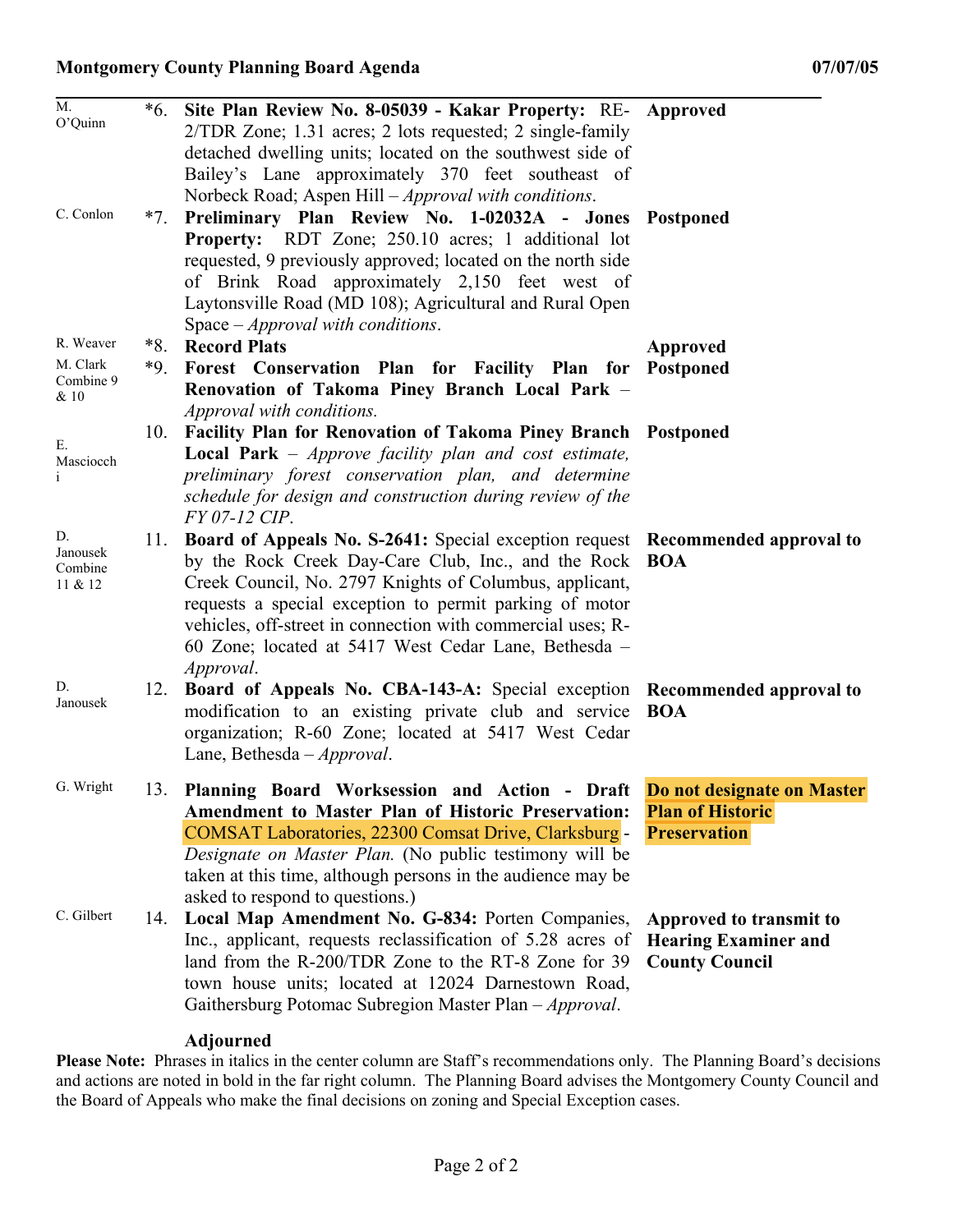| Staff | No. | Item | Action |
|---|---|---|---|
| M. O'Quinn | *6. | **Site Plan Review No. 8-05039 - Kakar Property:** RE-2/TDR Zone; 1.31 acres; 2 lots requested; 2 single-family detached dwelling units; located on the southwest side of Bailey's Lane approximately 370 feet southeast of Norbeck Road; Aspen Hill – *Approval with conditions*. | **Approved** |
| C. Conlon | *7. | **Preliminary Plan Review No. 1-02032A - Jones Property:** RDT Zone; 250.10 acres; 1 additional lot requested, 9 previously approved; located on the north side of Brink Road approximately 2,150 feet west of Laytonsville Road (MD 108); Agricultural and Rural Open Space – *Approval with conditions*. | **Postponed** |
| R. Weaver | *8. | **Record Plats** | **Approved** |
| M. Clark Combine 9 & 10 | *9. | **Forest Conservation Plan for Facility Plan for Renovation of Takoma Piney Branch Local Park** – *Approval with conditions.* | **Postponed** |
| E. Masciocchi | 10. | **Facility Plan for Renovation of Takoma Piney Branch Local Park** – *Approve facility plan and cost estimate, preliminary forest conservation plan, and determine schedule for design and construction during review of the FY 07-12 CIP*. | **Postponed** |
| D. Janousek Combine 11 & 12 | 11. | **Board of Appeals No. S-2641:** Special exception request by the Rock Creek Day-Care Club, Inc., and the Rock Creek Council, No. 2797 Knights of Columbus, applicant, requests a special exception to permit parking of motor vehicles, off-street in connection with commercial uses; R-60 Zone; located at 5417 West Cedar Lane, Bethesda – *Approval*. | **Recommended approval to BOA** |
| D. Janousek | 12. | **Board of Appeals No. CBA-143-A:** Special exception modification to an existing private club and service organization; R-60 Zone; located at 5417 West Cedar Lane, Bethesda – *Approval*. | **Recommended approval to BOA** |
| G. Wright | 13. | **Planning Board Worksession and Action - Draft Amendment to Master Plan of Historic Preservation:** COMSAT Laboratories, 22300 Comsat Drive, Clarksburg - *Designate on Master Plan.* (No public testimony will be taken at this time, although persons in the audience may be asked to respond to questions.) | **Do not designate on Master Plan of Historic Preservation** |
| C. Gilbert | 14. | **Local Map Amendment No. G-834:** Porten Companies, Inc., applicant, requests reclassification of 5.28 acres of land from the R-200/TDR Zone to the RT-8 Zone for 39 town house units; located at 12024 Darnestown Road, Gaithersburg Potomac Subregion Master Plan – *Approval*. | **Approved to transmit to Hearing Examiner and County Council** |

**Adjourned**

**Please Note:** Phrases in italics in the center column are Staff's recommendations only. The Planning Board's decisions and actions are noted in bold in the far right column. The Planning Board advises the Montgomery County Council and the Board of Appeals who make the final decisions on zoning and Special Exception cases.